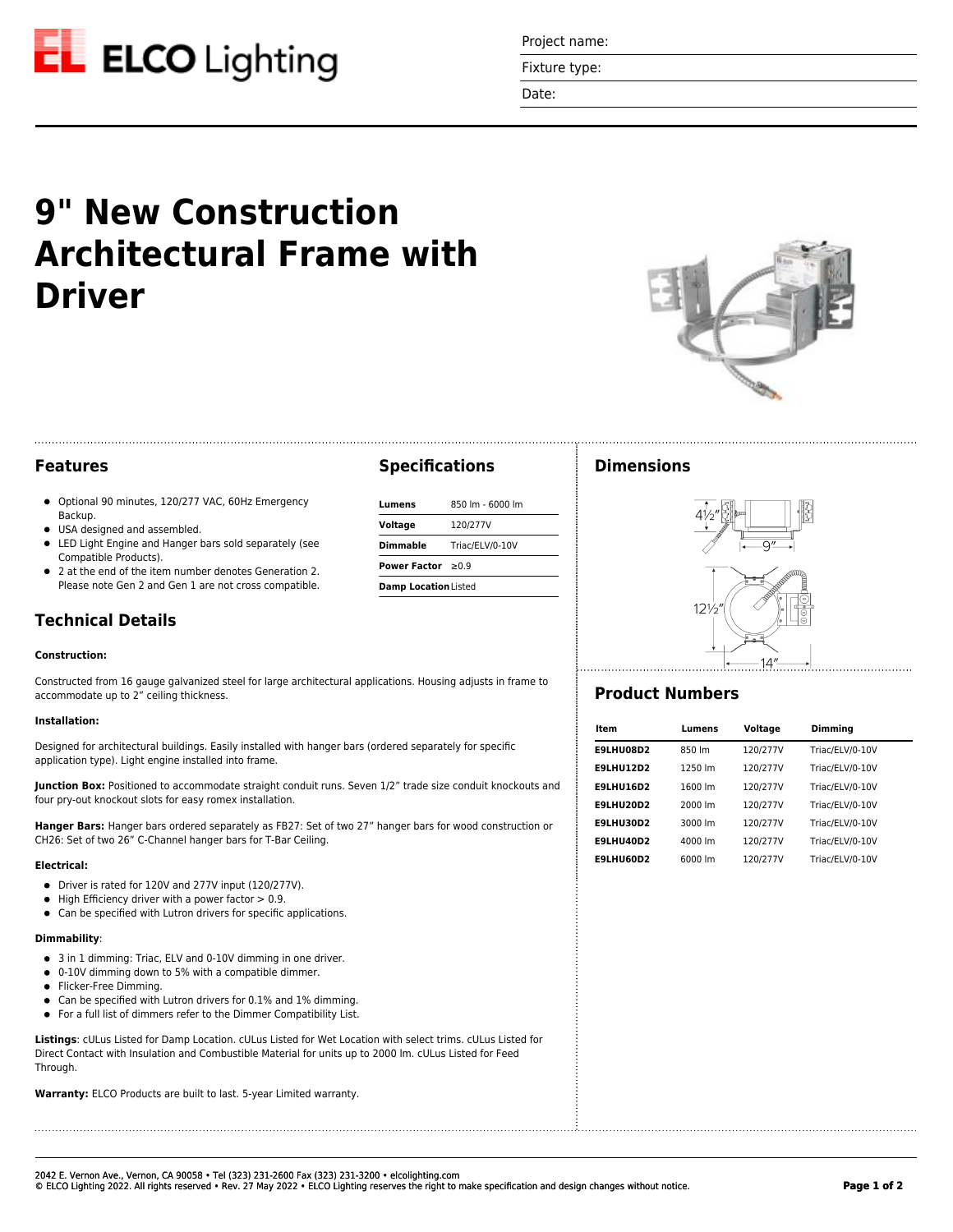ELCO Lighting

Project name:

Fixture type:

Date:

# 9" New Construction Architectural Frame with Driver

## Features

- Optional 90 minutes, 120/277 VAC, 60Hz Emergency Backup.
- USA designed and assembled.
- LED Light Engine and Hanger bars sold separately (see Compatible Products).
- 2 at the end of the item number denotes Generation 2. Please note Gen 2 and Gen 1 are not cross compatible.

## Specifications

| | |
|---|---|
| **Lumens** | 850 lm - 6000 lm |
| **Voltage** | 120/277V |
| **Dimmable** | Triac/ELV/0-10V |
| **Power Factor** | ≥0.9 |
| **Damp Location** | Listed |

## Technical Details

**Construction:**

Constructed from 16 gauge galvanized steel for large architectural applications. Housing adjusts in frame to accommodate up to 2” ceiling thickness.

**Installation:**

Designed for architectural buildings. Easily installed with hanger bars (ordered separately for specific application type). Light engine installed into frame.

**Junction Box:** Positioned to accommodate straight conduit runs. Seven 1/2” trade size conduit knockouts and four pry-out knockout slots for easy romex installation.

**Hanger Bars:** Hanger bars ordered separately as FB27: Set of two 27” hanger bars for wood construction or CH26: Set of two 26” C-Channel hanger bars for T-Bar Ceiling.

**Electrical:**

- Driver is rated for 120V and 277V input (120/277V).
- High Efficiency driver with a power factor > 0.9.
- Can be specified with Lutron drivers for specific applications.

**Dimmability**:

- 3 in 1 dimming: Triac, ELV and 0-10V dimming in one driver.
- 0-10V dimming down to 5% with a compatible dimmer.
- Flicker-Free Dimming.
- Can be specified with Lutron drivers for 0.1% and 1% dimming.
- For a full list of dimmers refer to the Dimmer Compatibility List.

**Listings**: cULus Listed for Damp Location. cULus Listed for Wet Location with select trims. cULus Listed for Direct Contact with Insulation and Combustible Material for units up to 2000 lm. cULus Listed for Feed Through.

**Warranty:** ELCO Products are built to last. 5-year Limited warranty.

## Dimensions

4½″ · 9″ · 12½″ · 14″

## Product Numbers

| Item | Lumens | Voltage | Dimming |
|---|---|---|---|
| **E9LHU08D2** | 850 lm | 120/277V | Triac/ELV/0-10V |
| **E9LHU12D2** | 1250 lm | 120/277V | Triac/ELV/0-10V |
| **E9LHU16D2** | 1600 lm | 120/277V | Triac/ELV/0-10V |
| **E9LHU20D2** | 2000 lm | 120/277V | Triac/ELV/0-10V |
| **E9LHU30D2** | 3000 lm | 120/277V | Triac/ELV/0-10V |
| **E9LHU40D2** | 4000 lm | 120/277V | Triac/ELV/0-10V |
| **E9LHU60D2** | 6000 lm | 120/277V | Triac/ELV/0-10V |

2042 E. Vernon Ave., Vernon, CA 90058 • Tel (323) 231-2600 Fax (323) 231-3200 • elcolighting.com
© ELCO Lighting 2022. All rights reserved • Rev. 27 May 2022 • ELCO Lighting reserves the right to make specification and design changes without notice.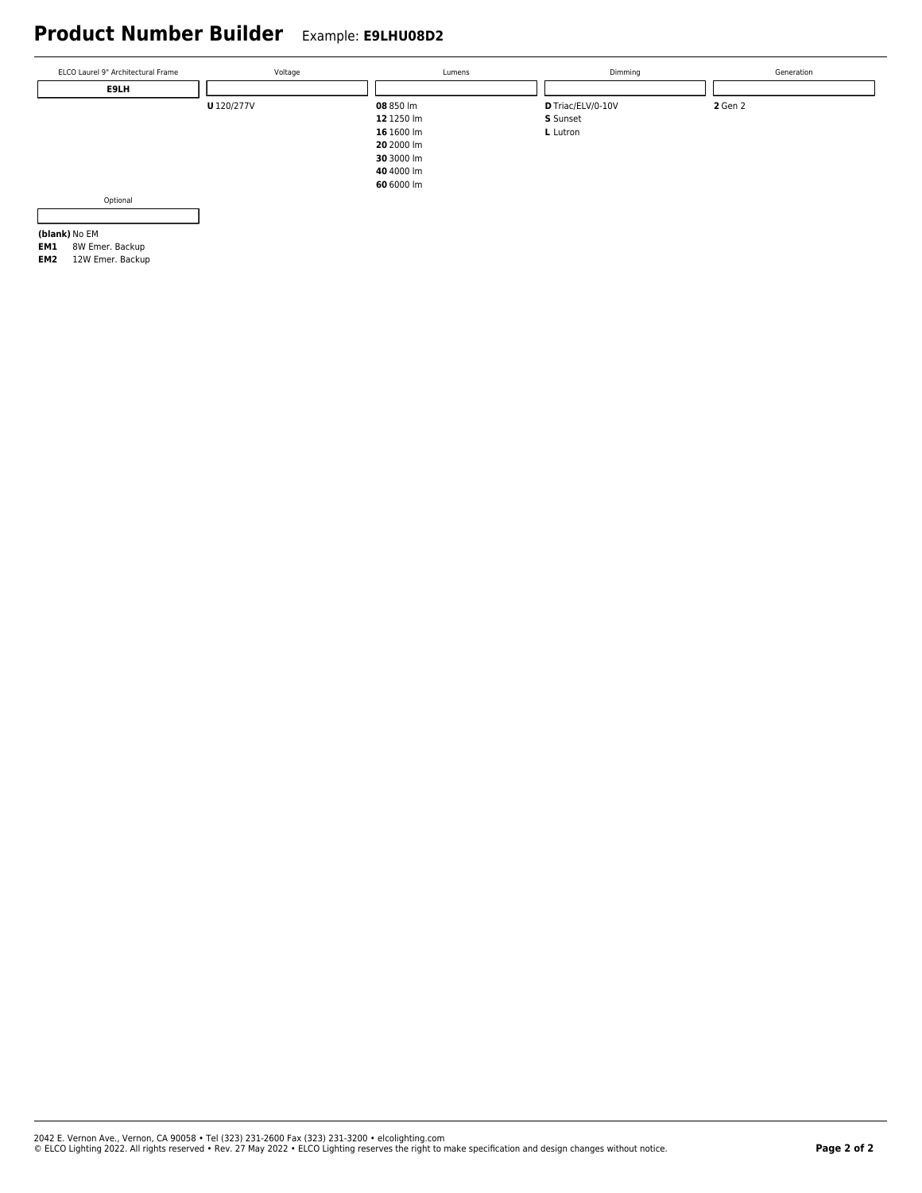# Product Number Builder

Example: **E9LHU08D2**

| ELCO Laurel 9" Architectural Frame | Voltage | Lumens | Dimming | Generation |
|---|---|---|---|---|
| **E9LH** | | | | |
| | **U** 120/277V | **08** 850 lm | **D** Triac/ELV/0-10V | **2** Gen 2 |
| | | **12** 1250 lm | **S** Sunset | |
| | | **16** 1600 lm | **L** Lutron | |
| | | **20** 2000 lm | | |
| | | **30** 3000 lm | | |
| | | **40** 4000 lm | | |
| | | **60** 6000 lm | | |

| Optional |
|---|
| |
| **(blank)** No EM |
| **EM1** 8W Emer. Backup |
| **EM2** 12W Emer. Backup |

2042 E. Vernon Ave., Vernon, CA 90058 • Tel (323) 231-2600 Fax (323) 231-3200 • elcolighting.com
© ELCO Lighting 2022. All rights reserved • Rev. 27 May 2022 • ELCO Lighting reserves the right to make specification and design changes without notice.